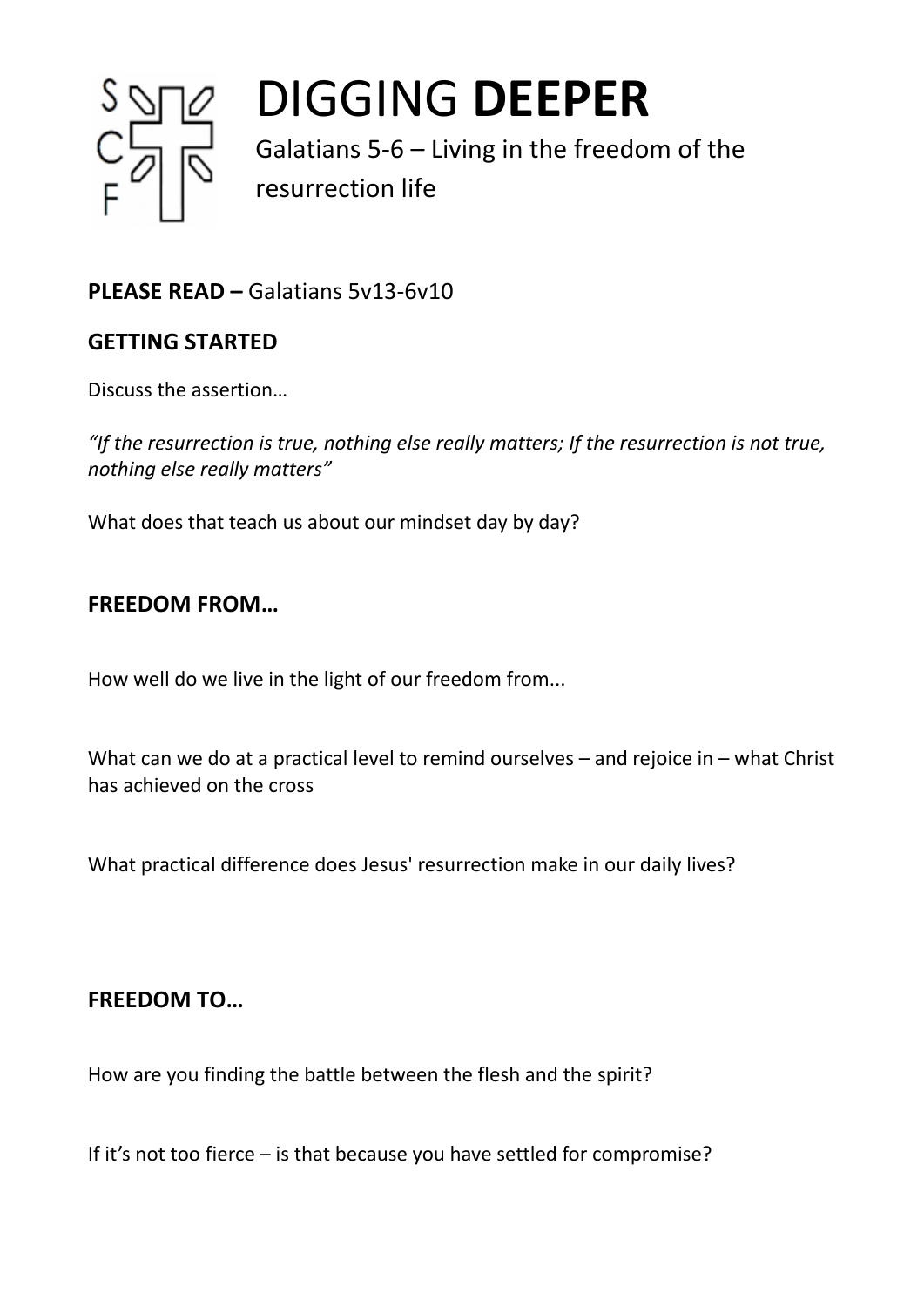# DIGGING **DEEPER**

Galatians 5-6 – Living in the freedom of the resurrection life

**PLEASE READ –** Galatians 5v13-6v10

**GETTING STARTED**

Discuss the assertion…

*"If the resurrection is true, nothing else really matters; If the resurrection is not true, nothing else really matters"*

What does that teach us about our mindset day by day?

**FREEDOM FROM…**

How well do we live in the light of our freedom from...

What can we do at a practical level to remind ourselves – and rejoice in – what Christ has achieved on the cross

What practical difference does Jesus' resurrection make in our daily lives?

**FREEDOM TO…**

How are you finding the battle between the flesh and the spirit?

If it's not too fierce – is that because you have settled for compromise?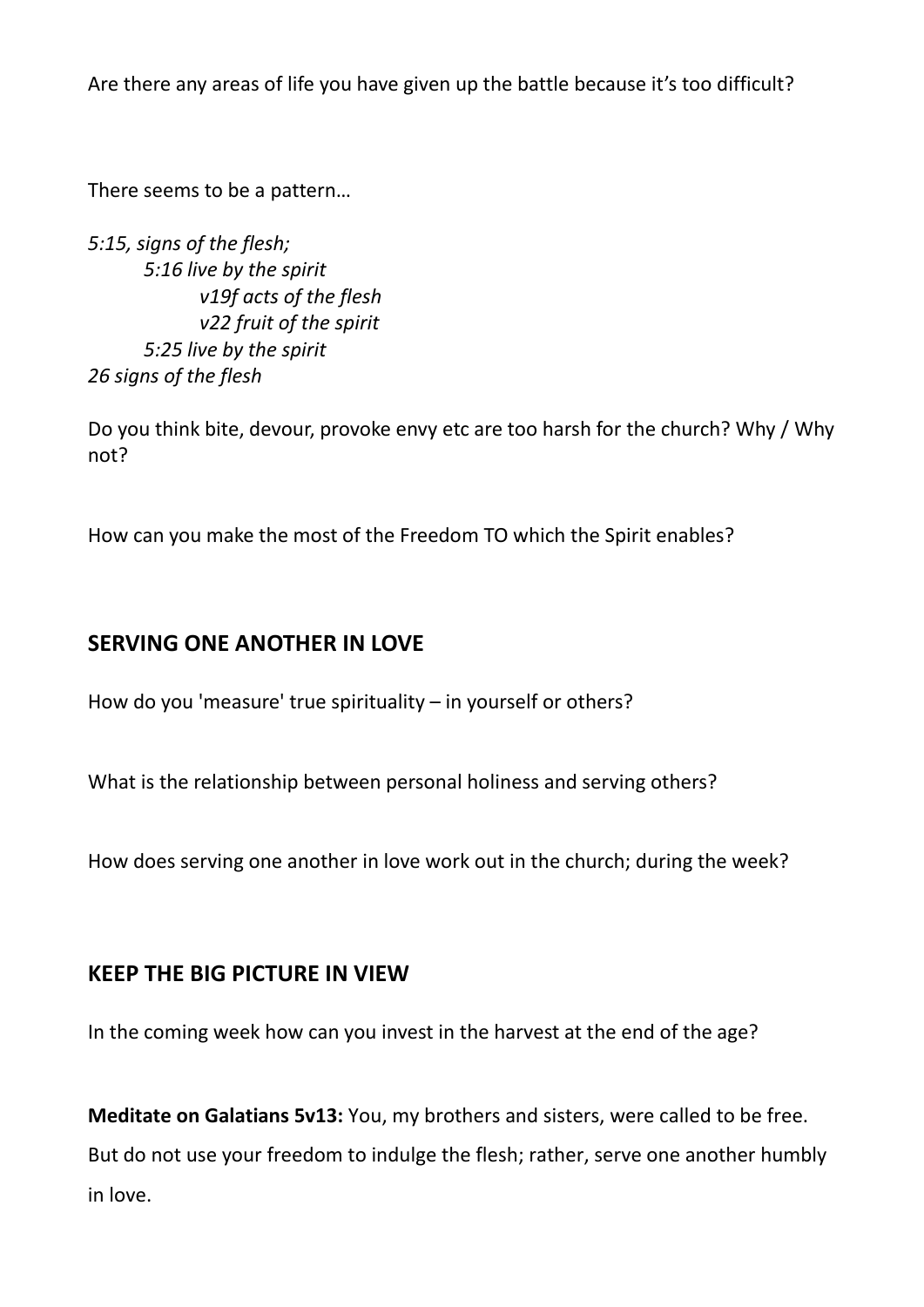Are there any areas of life you have given up the battle because it's too difficult?

There seems to be a pattern…

*5:15, signs of the flesh;*
&nbsp;&nbsp;&nbsp;&nbsp;*5:16 live by the spirit*
&nbsp;&nbsp;&nbsp;&nbsp;&nbsp;&nbsp;&nbsp;&nbsp;*v19f acts of the flesh*
&nbsp;&nbsp;&nbsp;&nbsp;&nbsp;&nbsp;&nbsp;&nbsp;*v22 fruit of the spirit*
&nbsp;&nbsp;&nbsp;&nbsp;*5:25 live by the spirit*
*26 signs of the flesh*

Do you think bite, devour, provoke envy etc are too harsh for the church? Why / Why not?

How can you make the most of the Freedom TO which the Spirit enables?

## SERVING ONE ANOTHER IN LOVE

How do you 'measure' true spirituality – in yourself or others?

What is the relationship between personal holiness and serving others?

How does serving one another in love work out in the church; during the week?

## KEEP THE BIG PICTURE IN VIEW

In the coming week how can you invest in the harvest at the end of the age?

**Meditate on Galatians 5v13:** You, my brothers and sisters, were called to be free. But do not use your freedom to indulge the flesh; rather, serve one another humbly in love.